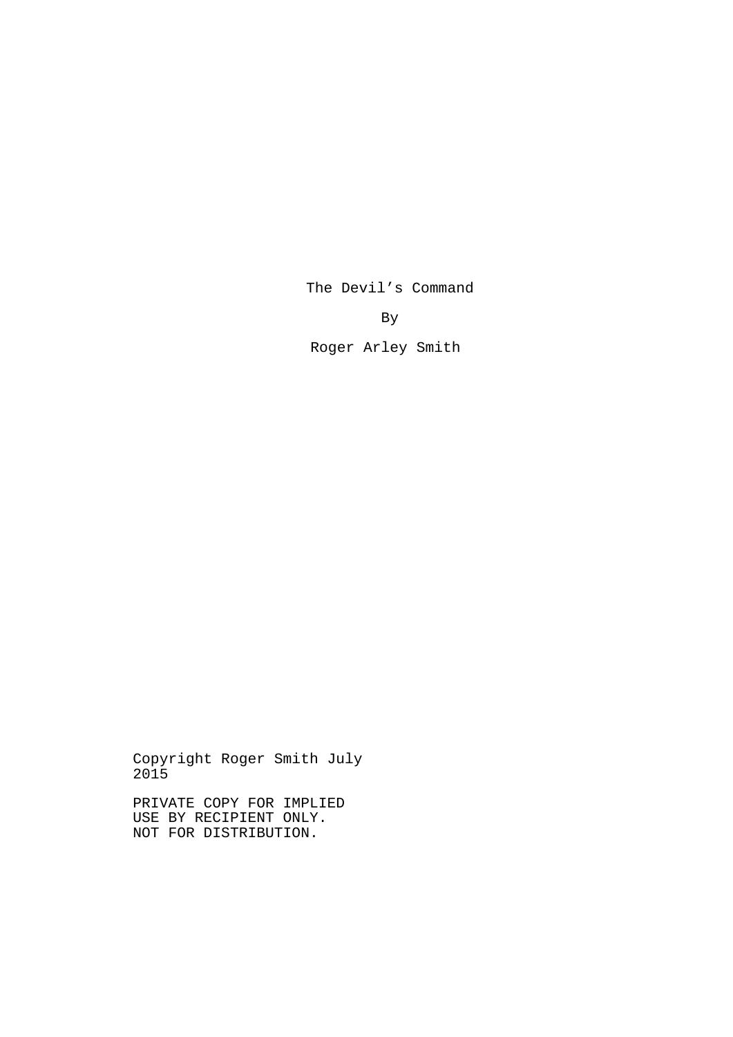# The Devil’s Command

By

Roger Arley Smith

Copyright Roger Smith July 2015

PRIVATE COPY FOR IMPLIED USE BY RECIPIENT ONLY. NOT FOR DISTRIBUTION.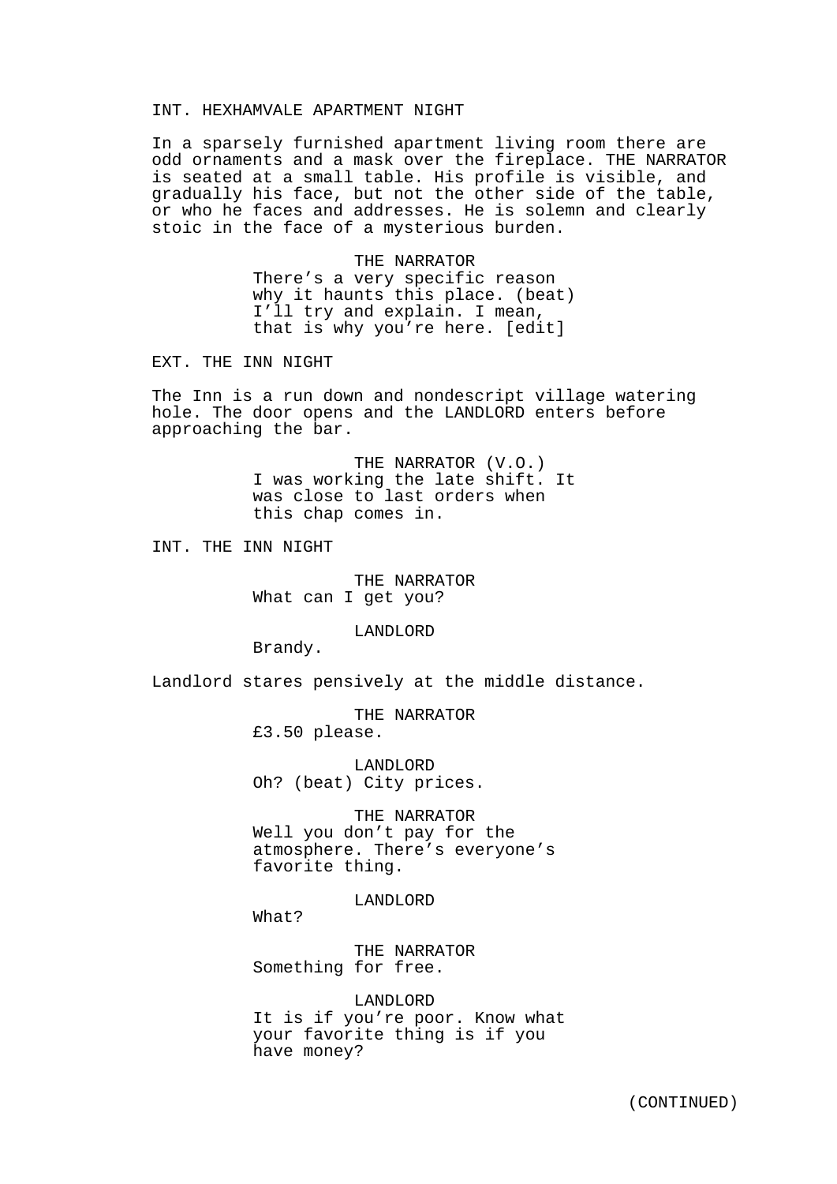INT. HEXHAMVALE APARTMENT NIGHT

In a sparsely furnished apartment living room there are odd ornaments and a mask over the fireplace. THE NARRATOR is seated at a small table. His profile is visible, and gradually his face, but not the other side of the table, or who he faces and addresses. He is solemn and clearly stoic in the face of a mysterious burden.

THE NARRATOR
There's a very specific reason why it haunts this place. (beat) I'll try and explain. I mean, that is why you're here. [edit]

EXT. THE INN NIGHT

The Inn is a run down and nondescript village watering hole. The door opens and the LANDLORD enters before approaching the bar.

THE NARRATOR (V.O.)
I was working the late shift. It was close to last orders when this chap comes in.

INT. THE INN NIGHT

THE NARRATOR
What can I get you?

LANDLORD
Brandy.

Landlord stares pensively at the middle distance.

THE NARRATOR
£3.50 please.

LANDLORD
Oh? (beat) City prices.

THE NARRATOR
Well you don't pay for the atmosphere. There's everyone's favorite thing.

LANDLORD
What?

THE NARRATOR
Something for free.

LANDLORD
It is if you're poor. Know what your favorite thing is if you have money?

(CONTINUED)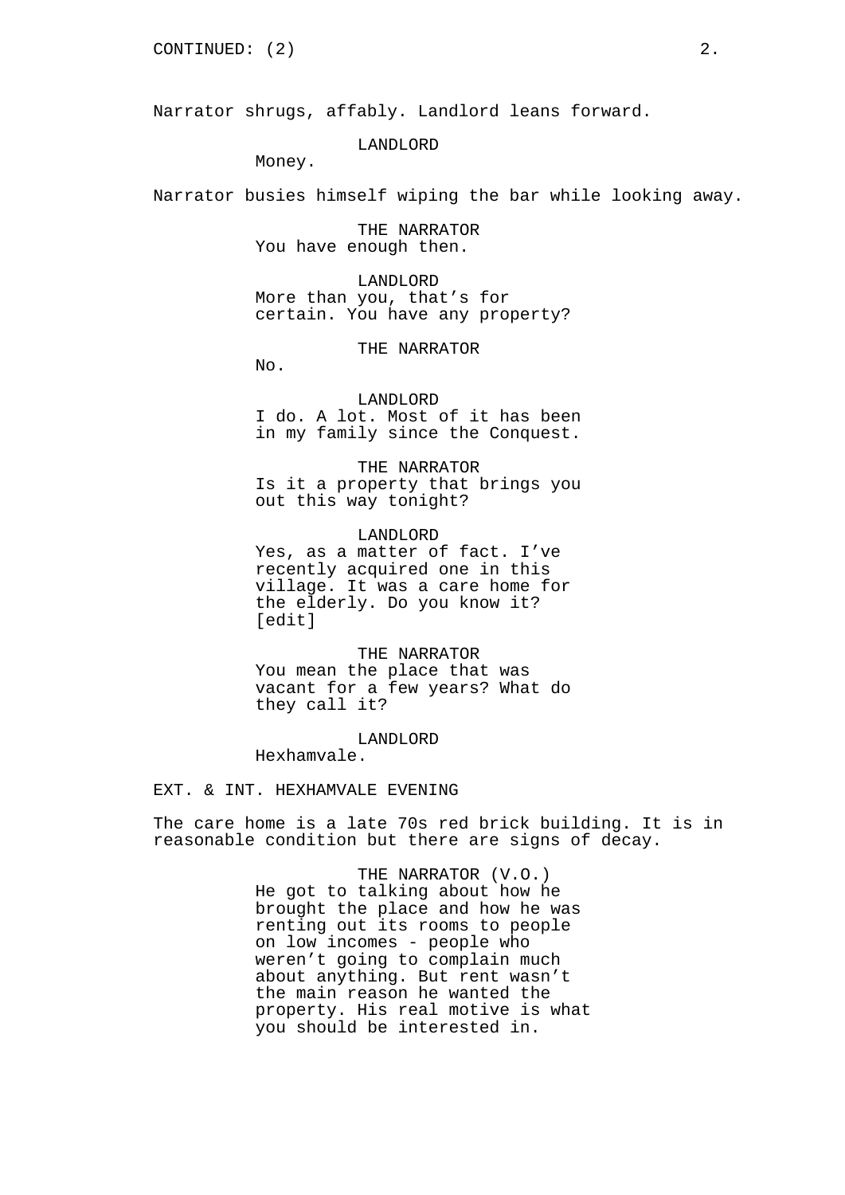Narrator shrugs, affably. Landlord leans forward.

LANDLORD
Money.

Narrator busies himself wiping the bar while looking away.

THE NARRATOR
You have enough then.

LANDLORD
More than you, that's for certain. You have any property?

THE NARRATOR
No.

LANDLORD
I do. A lot. Most of it has been in my family since the Conquest.

THE NARRATOR
Is it a property that brings you out this way tonight?

LANDLORD
Yes, as a matter of fact. I've recently acquired one in this village. It was a care home for the elderly. Do you know it? [edit]

THE NARRATOR
You mean the place that was vacant for a few years? What do they call it?

LANDLORD
Hexhamvale.

EXT. & INT. HEXHAMVALE EVENING

The care home is a late 70s red brick building. It is in reasonable condition but there are signs of decay.

THE NARRATOR (V.O.)
He got to talking about how he brought the place and how he was renting out its rooms to people on low incomes - people who weren't going to complain much about anything. But rent wasn't the main reason he wanted the property. His real motive is what you should be interested in.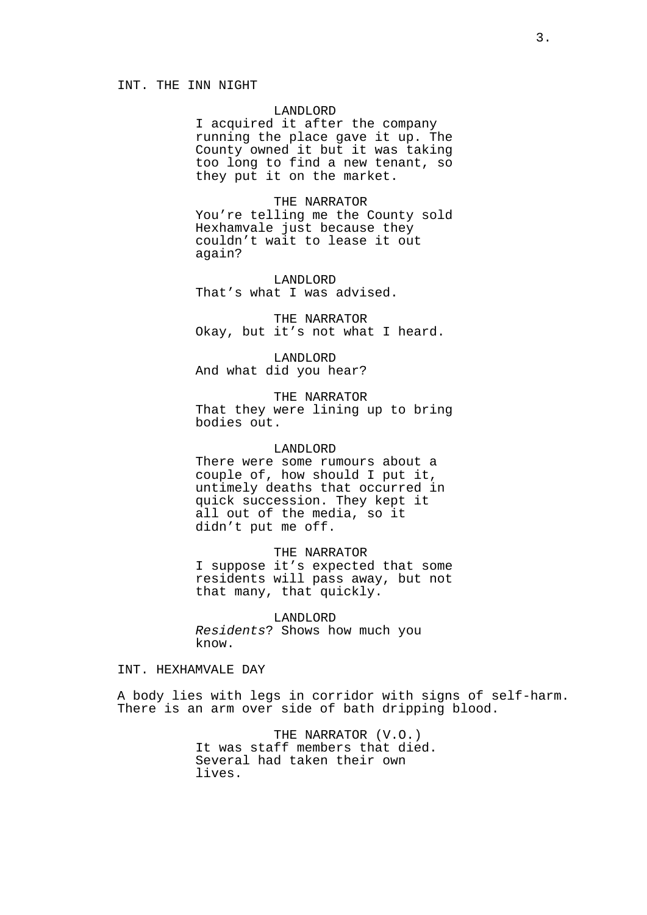INT. THE INN NIGHT

LANDLORD
I acquired it after the company running the place gave it up. The County owned it but it was taking too long to find a new tenant, so they put it on the market.

THE NARRATOR
You’re telling me the County sold Hexhamvale just because they couldn’t wait to lease it out again?

LANDLORD
That’s what I was advised.

THE NARRATOR
Okay, but it’s not what I heard.

LANDLORD
And what did you hear?

THE NARRATOR
That they were lining up to bring bodies out.

LANDLORD
There were some rumours about a couple of, how should I put it, untimely deaths that occurred in quick succession. They kept it all out of the media, so it didn’t put me off.

THE NARRATOR
I suppose it’s expected that some residents will pass away, but not that many, that quickly.

LANDLORD
*Residents*? Shows how much you know.

INT. HEXHAMVALE DAY

A body lies with legs in corridor with signs of self-harm. There is an arm over side of bath dripping blood.

THE NARRATOR (V.O.)
It was staff members that died. Several had taken their own lives.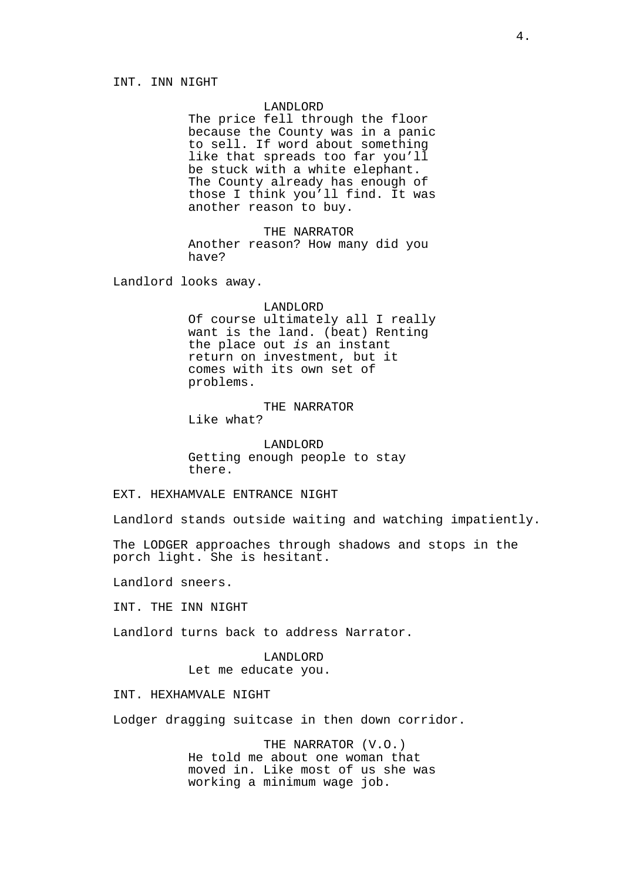INT. INN NIGHT

LANDLORD
The price fell through the floor because the County was in a panic to sell. If word about something like that spreads too far you'll be stuck with a white elephant. The County already has enough of those I think you'll find. It was another reason to buy.

THE NARRATOR
Another reason? How many did you have?

Landlord looks away.

LANDLORD
Of course ultimately all I really want is the land. (beat) Renting the place out *is* an instant return on investment, but it comes with its own set of problems.

THE NARRATOR
Like what?

LANDLORD
Getting enough people to stay there.

EXT. HEXHAMVALE ENTRANCE NIGHT

Landlord stands outside waiting and watching impatiently.

The LODGER approaches through shadows and stops in the porch light. She is hesitant.

Landlord sneers.

INT. THE INN NIGHT

Landlord turns back to address Narrator.

LANDLORD
Let me educate you.

INT. HEXHAMVALE NIGHT

Lodger dragging suitcase in then down corridor.

THE NARRATOR (V.O.)
He told me about one woman that moved in. Like most of us she was working a minimum wage job.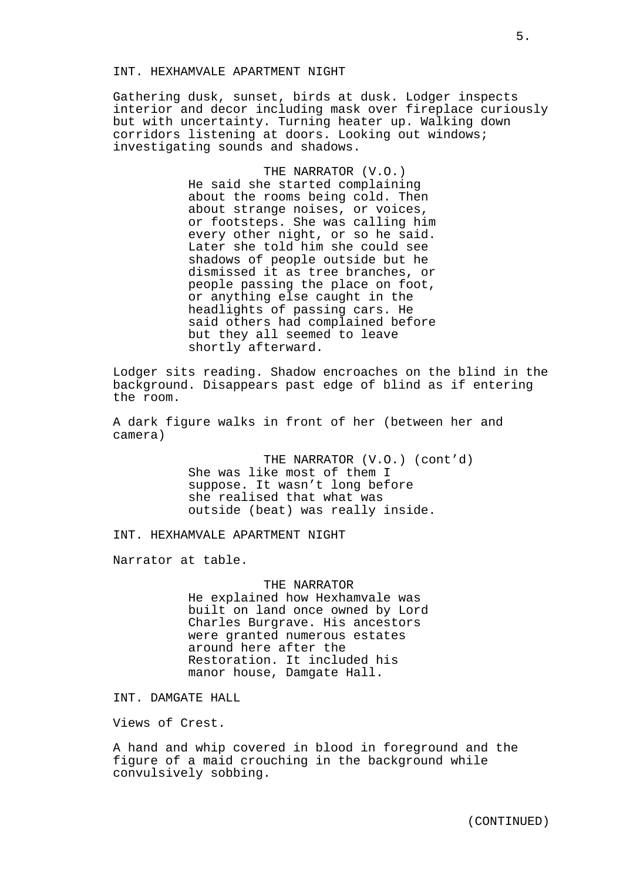INT. HEXHAMVALE APARTMENT NIGHT

Gathering dusk, sunset, birds at dusk. Lodger inspects interior and decor including mask over fireplace curiously but with uncertainty. Turning heater up. Walking down corridors listening at doors. Looking out windows; investigating sounds and shadows.

THE NARRATOR (V.O.)
He said she started complaining about the rooms being cold. Then about strange noises, or voices, or footsteps. She was calling him every other night, or so he said. Later she told him she could see shadows of people outside but he dismissed it as tree branches, or people passing the place on foot, or anything else caught in the headlights of passing cars. He said others had complained before but they all seemed to leave shortly afterward.

Lodger sits reading. Shadow encroaches on the blind in the background. Disappears past edge of blind as if entering the room.

A dark figure walks in front of her (between her and camera)

THE NARRATOR (V.O.) (cont'd)
She was like most of them I suppose. It wasn't long before she realised that what was outside (beat) was really inside.

INT. HEXHAMVALE APARTMENT NIGHT

Narrator at table.

THE NARRATOR
He explained how Hexhamvale was built on land once owned by Lord Charles Burgrave. His ancestors were granted numerous estates around here after the Restoration. It included his manor house, Damgate Hall.

INT. DAMGATE HALL

Views of Crest.

A hand and whip covered in blood in foreground and the figure of a maid crouching in the background while convulsively sobbing.

(CONTINUED)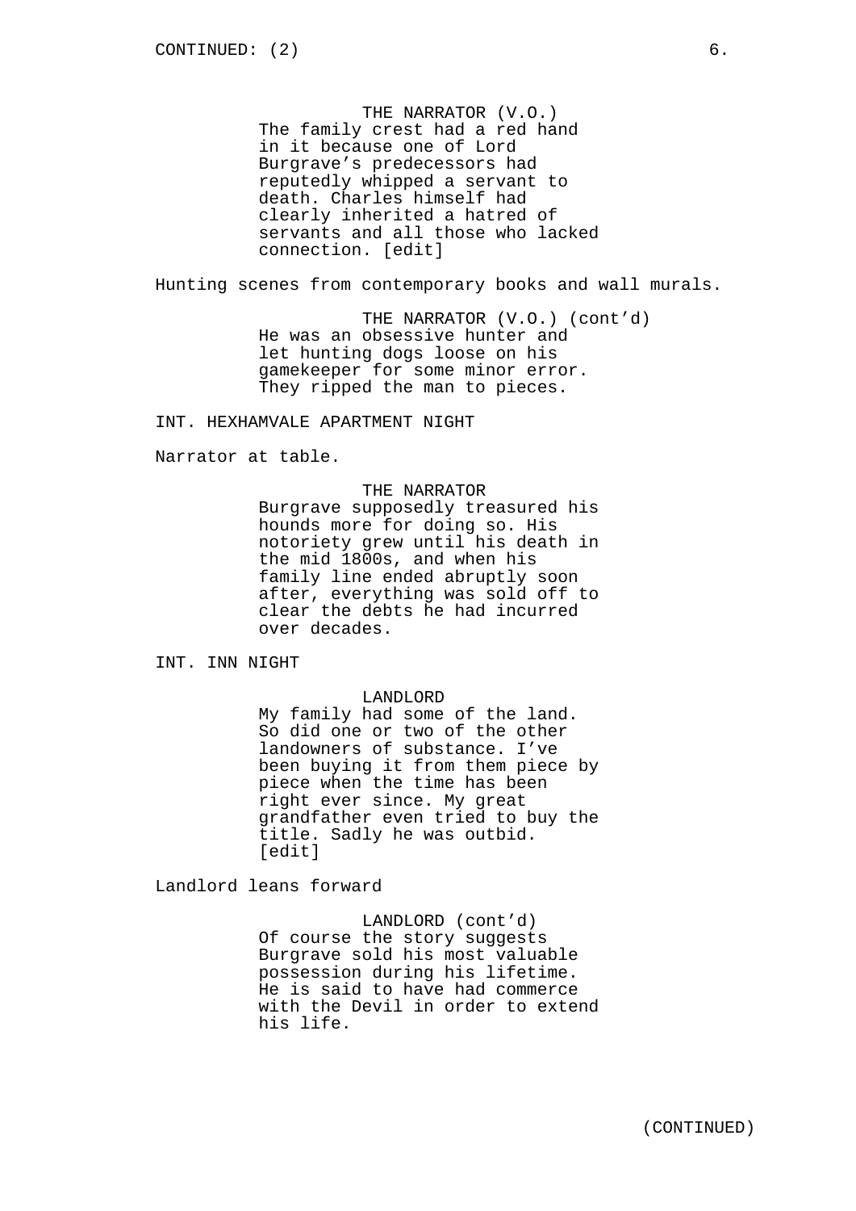THE NARRATOR (V.O.)
The family crest had a red hand in it because one of Lord Burgrave's predecessors had reputedly whipped a servant to death. Charles himself had clearly inherited a hatred of servants and all those who lacked connection. [edit]

Hunting scenes from contemporary books and wall murals.

THE NARRATOR (V.O.) (cont'd)
He was an obsessive hunter and let hunting dogs loose on his gamekeeper for some minor error. They ripped the man to pieces.

INT. HEXHAMVALE APARTMENT NIGHT

Narrator at table.

THE NARRATOR
Burgrave supposedly treasured his hounds more for doing so. His notoriety grew until his death in the mid 1800s, and when his family line ended abruptly soon after, everything was sold off to clear the debts he had incurred over decades.

INT. INN NIGHT

LANDLORD
My family had some of the land. So did one or two of the other landowners of substance. I've been buying it from them piece by piece when the time has been right ever since. My great grandfather even tried to buy the title. Sadly he was outbid. [edit]

Landlord leans forward

LANDLORD (cont'd)
Of course the story suggests Burgrave sold his most valuable possession during his lifetime. He is said to have had commerce with the Devil in order to extend his life.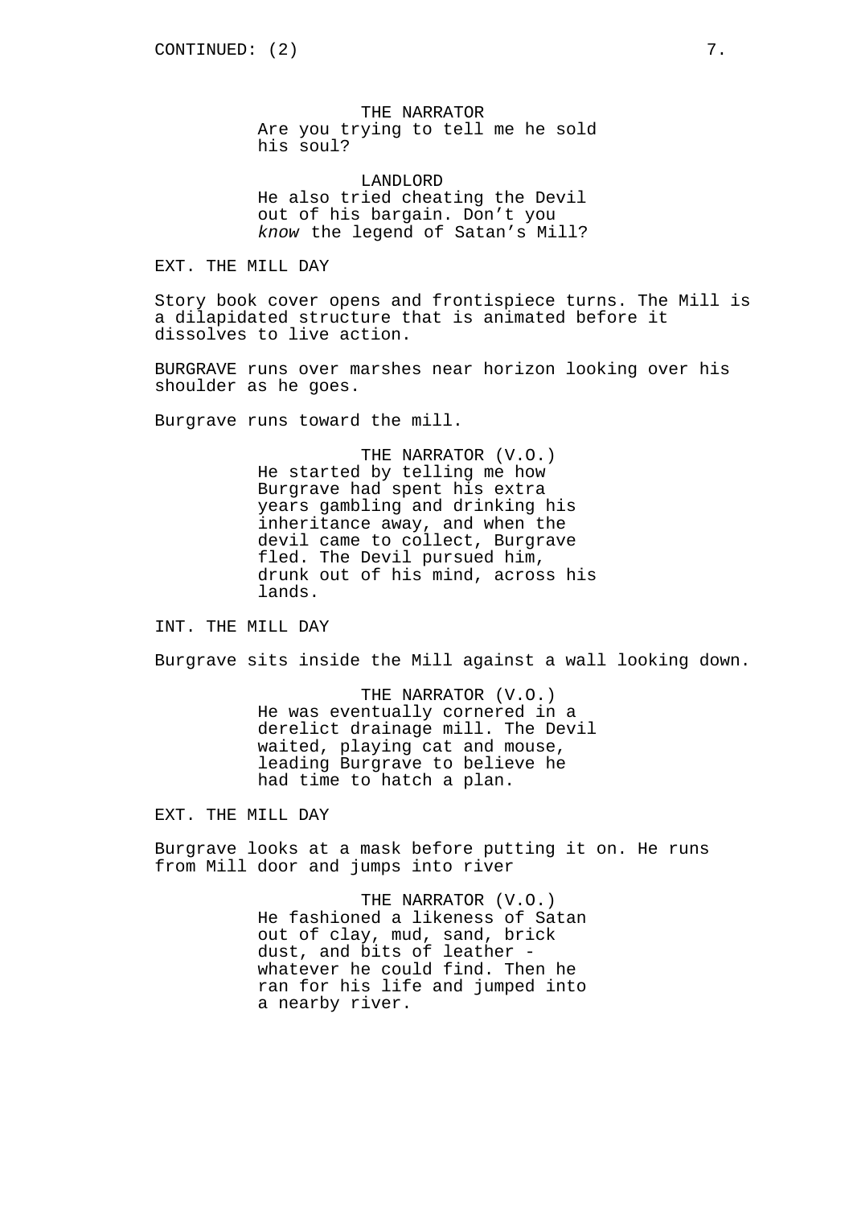CONTINUED: (2)

THE NARRATOR
Are you trying to tell me he sold his soul?

LANDLORD
He also tried cheating the Devil out of his bargain. Don't you *know* the legend of Satan's Mill?

EXT. THE MILL DAY

Story book cover opens and frontispiece turns. The Mill is a dilapidated structure that is animated before it dissolves to live action.

BURGRAVE runs over marshes near horizon looking over his shoulder as he goes.

Burgrave runs toward the mill.

THE NARRATOR (V.O.)
He started by telling me how Burgrave had spent his extra years gambling and drinking his inheritance away, and when the devil came to collect, Burgrave fled. The Devil pursued him, drunk out of his mind, across his lands.

INT. THE MILL DAY

Burgrave sits inside the Mill against a wall looking down.

THE NARRATOR (V.O.)
He was eventually cornered in a derelict drainage mill. The Devil waited, playing cat and mouse, leading Burgrave to believe he had time to hatch a plan.

EXT. THE MILL DAY

Burgrave looks at a mask before putting it on. He runs from Mill door and jumps into river

THE NARRATOR (V.O.)
He fashioned a likeness of Satan out of clay, mud, sand, brick dust, and bits of leather - whatever he could find. Then he ran for his life and jumped into a nearby river.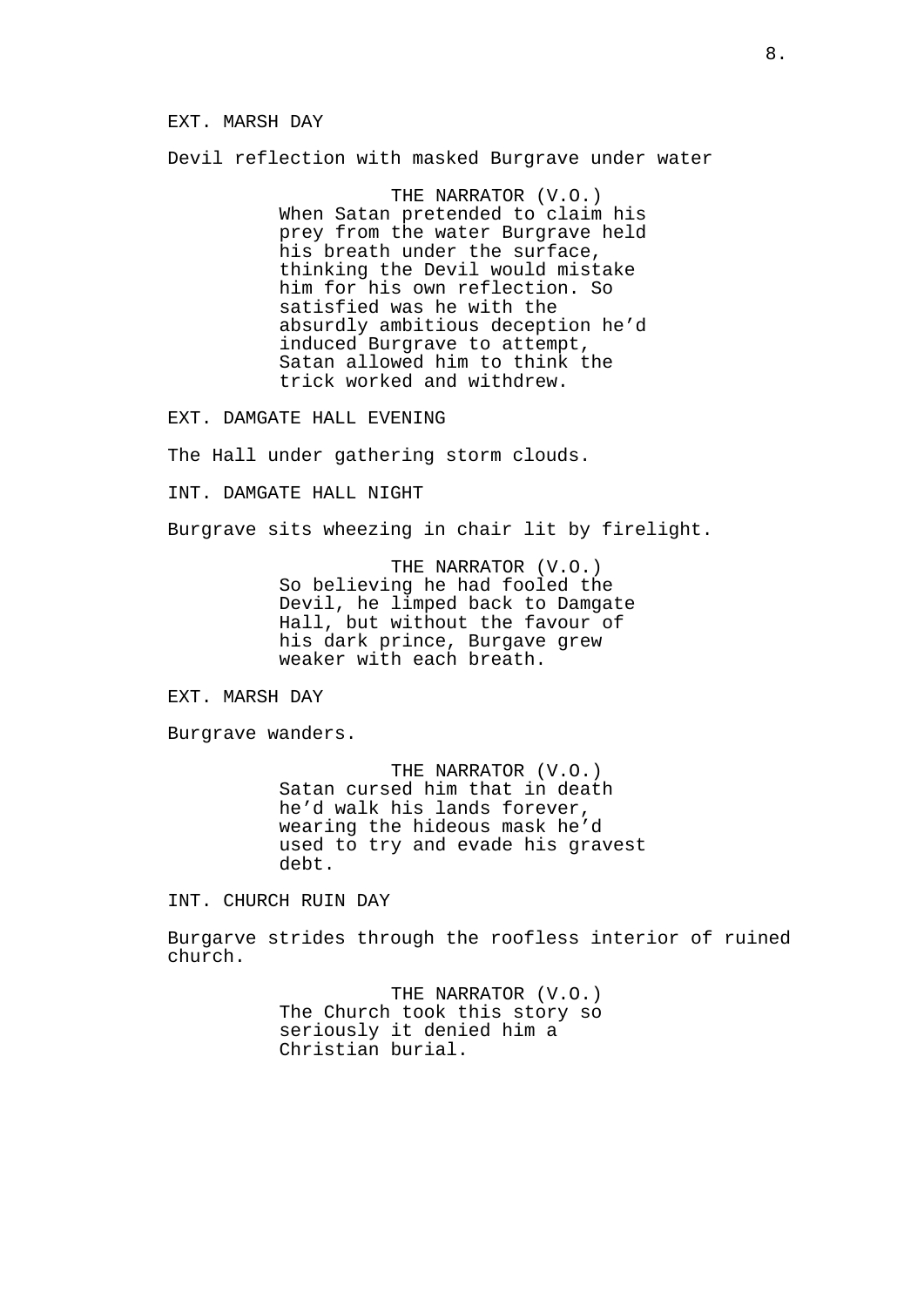EXT. MARSH DAY

Devil reflection with masked Burgrave under water

THE NARRATOR (V.O.)
When Satan pretended to claim his prey from the water Burgrave held his breath under the surface, thinking the Devil would mistake him for his own reflection. So satisfied was he with the absurdly ambitious deception he'd induced Burgrave to attempt, Satan allowed him to think the trick worked and withdrew.

EXT. DAMGATE HALL EVENING

The Hall under gathering storm clouds.

INT. DAMGATE HALL NIGHT

Burgrave sits wheezing in chair lit by firelight.

THE NARRATOR (V.O.)
So believing he had fooled the Devil, he limped back to Damgate Hall, but without the favour of his dark prince, Burgave grew weaker with each breath.

EXT. MARSH DAY

Burgrave wanders.

THE NARRATOR (V.O.)
Satan cursed him that in death he'd walk his lands forever, wearing the hideous mask he'd used to try and evade his gravest debt.

INT. CHURCH RUIN DAY

Burgarve strides through the roofless interior of ruined church.

THE NARRATOR (V.O.)
The Church took this story so seriously it denied him a Christian burial.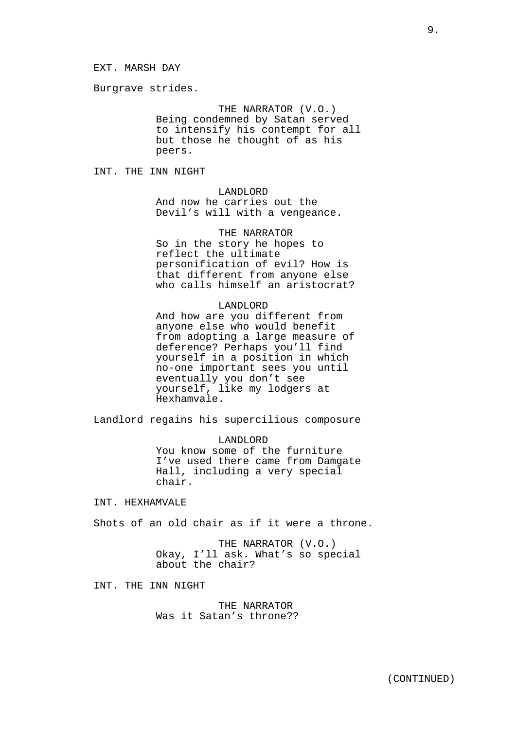EXT. MARSH DAY

Burgrave strides.

THE NARRATOR (V.O.)
Being condemned by Satan served to intensify his contempt for all but those he thought of as his peers.

INT. THE INN NIGHT

LANDLORD
And now he carries out the Devil's will with a vengeance.

THE NARRATOR
So in the story he hopes to reflect the ultimate personification of evil? How is that different from anyone else who calls himself an aristocrat?

LANDLORD
And how are you different from anyone else who would benefit from adopting a large measure of deference? Perhaps you'll find yourself in a position in which no-one important sees you until eventually you don't see yourself, like my lodgers at Hexhamvale.

Landlord regains his supercilious composure

LANDLORD
You know some of the furniture I've used there came from Damgate Hall, including a very special chair.

INT. HEXHAMVALE

Shots of an old chair as if it were a throne.

THE NARRATOR (V.O.)
Okay, I'll ask. What's so special about the chair?

INT. THE INN NIGHT

THE NARRATOR
Was it Satan's throne??

(CONTINUED)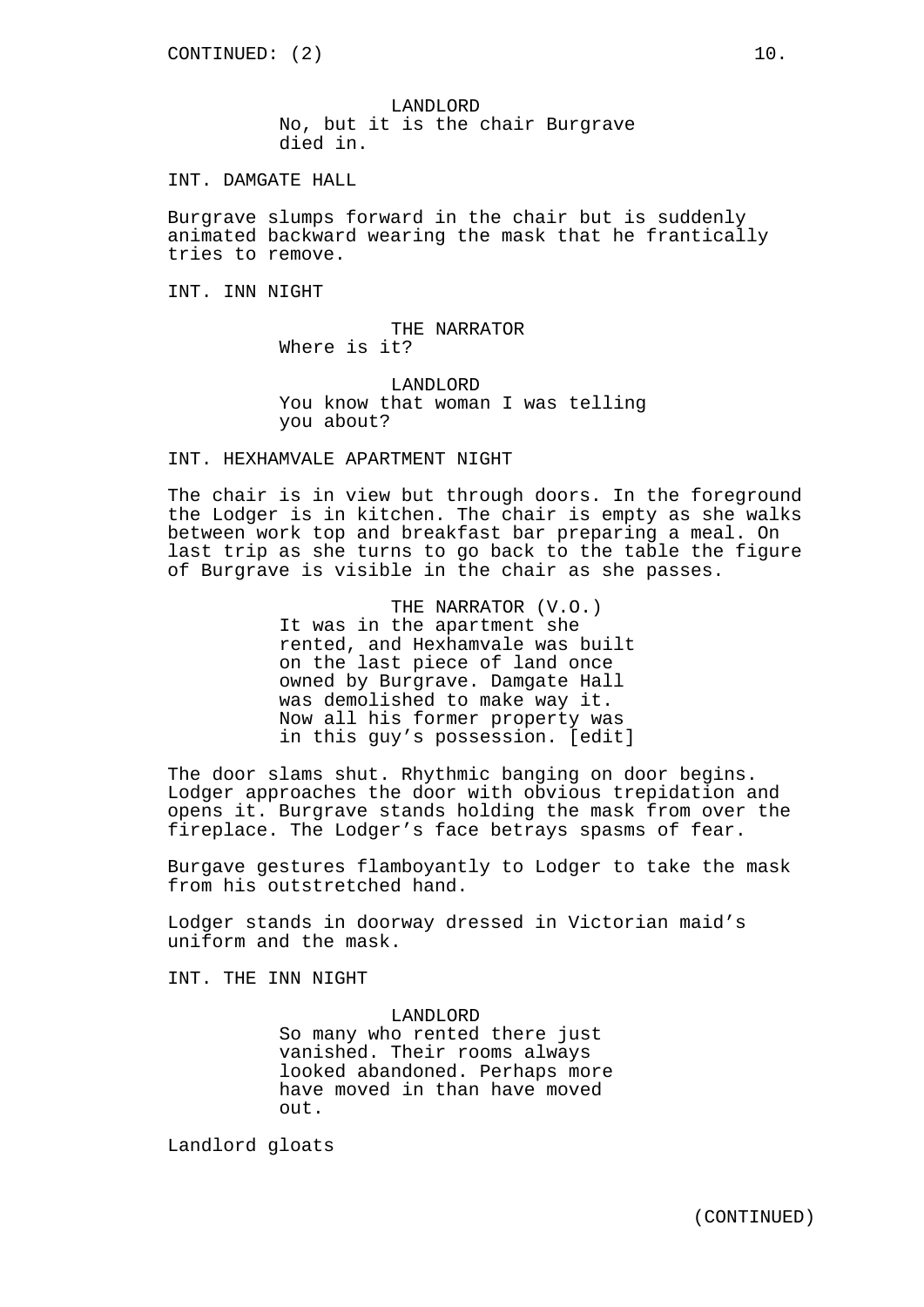CONTINUED: (2)

LANDLORD
No, but it is the chair Burgrave died in.

INT. DAMGATE HALL

Burgrave slumps forward in the chair but is suddenly animated backward wearing the mask that he frantically tries to remove.

INT. INN NIGHT

THE NARRATOR
Where is it?

LANDLORD
You know that woman I was telling you about?

INT. HEXHAMVALE APARTMENT NIGHT

The chair is in view but through doors. In the foreground the Lodger is in kitchen. The chair is empty as she walks between work top and breakfast bar preparing a meal. On last trip as she turns to go back to the table the figure of Burgrave is visible in the chair as she passes.

THE NARRATOR (V.O.)
It was in the apartment she rented, and Hexhamvale was built on the last piece of land once owned by Burgrave. Damgate Hall was demolished to make way it. Now all his former property was in this guy's possession. [edit]

The door slams shut. Rhythmic banging on door begins. Lodger approaches the door with obvious trepidation and opens it. Burgrave stands holding the mask from over the fireplace. The Lodger's face betrays spasms of fear.

Burgave gestures flamboyantly to Lodger to take the mask from his outstretched hand.

Lodger stands in doorway dressed in Victorian maid's uniform and the mask.

INT. THE INN NIGHT

LANDLORD
So many who rented there just vanished. Their rooms always looked abandoned. Perhaps more have moved in than have moved out.

Landlord gloats

(CONTINUED)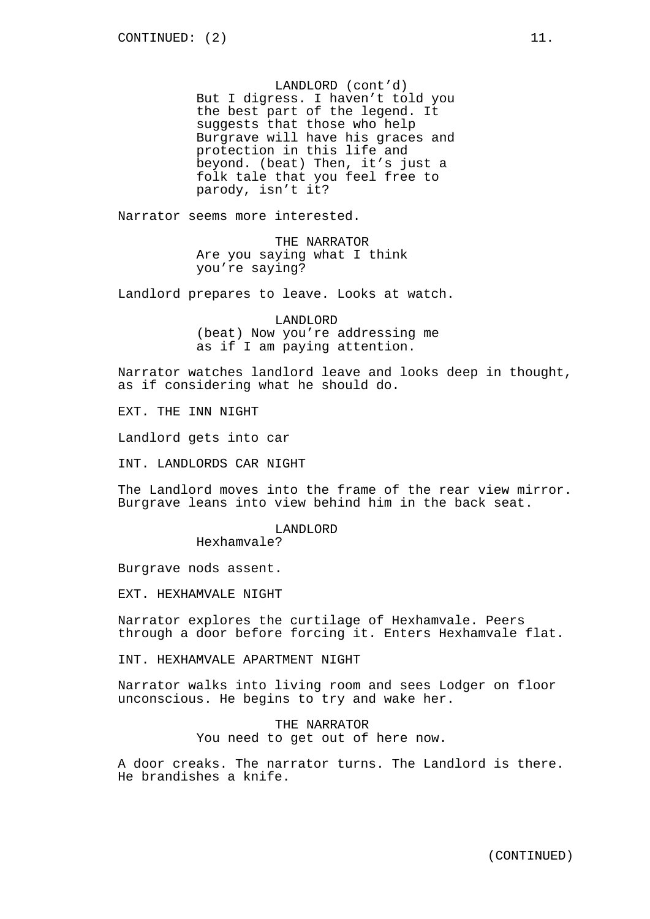CONTINUED: (2)

LANDLORD (cont'd)
But I digress. I haven't told you the best part of the legend. It suggests that those who help Burgrave will have his graces and protection in this life and beyond. (beat) Then, it's just a folk tale that you feel free to parody, isn't it?

Narrator seems more interested.

THE NARRATOR
Are you saying what I think you're saying?

Landlord prepares to leave. Looks at watch.

LANDLORD
(beat) Now you're addressing me as if I am paying attention.

Narrator watches landlord leave and looks deep in thought, as if considering what he should do.

EXT. THE INN NIGHT

Landlord gets into car

INT. LANDLORDS CAR NIGHT

The Landlord moves into the frame of the rear view mirror. Burgrave leans into view behind him in the back seat.

LANDLORD
Hexhamvale?

Burgrave nods assent.

EXT. HEXHAMVALE NIGHT

Narrator explores the curtilage of Hexhamvale. Peers through a door before forcing it. Enters Hexhamvale flat.

INT. HEXHAMVALE APARTMENT NIGHT

Narrator walks into living room and sees Lodger on floor unconscious. He begins to try and wake her.

THE NARRATOR
You need to get out of here now.

A door creaks. The narrator turns. The Landlord is there. He brandishes a knife.

(CONTINUED)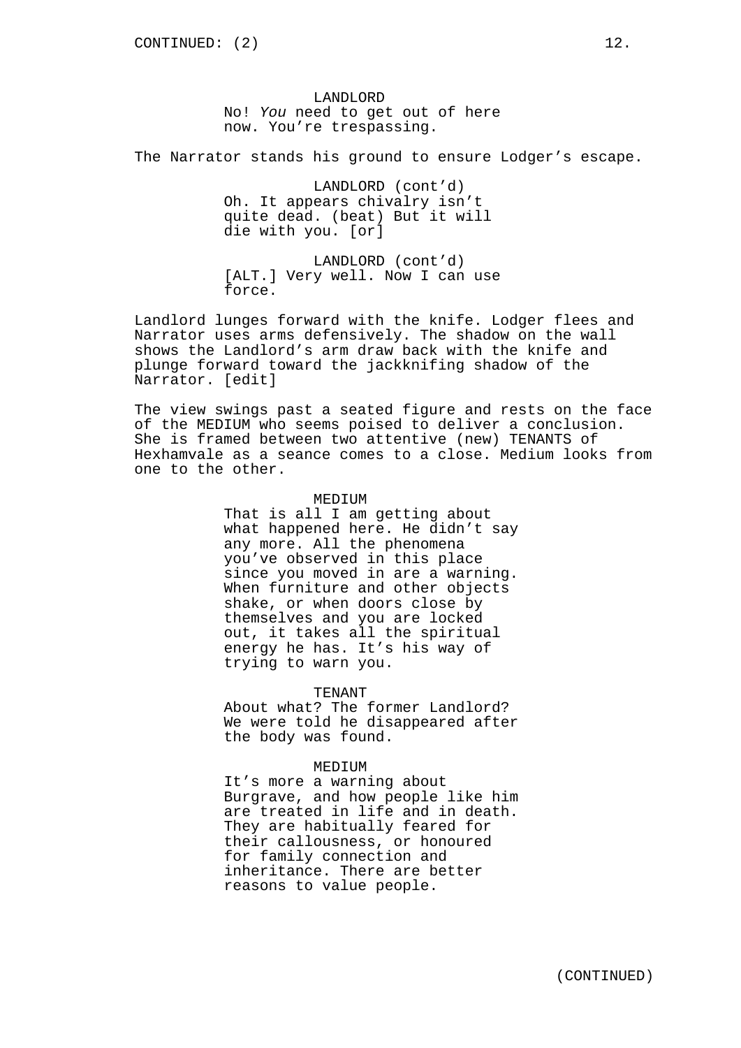LANDLORD
No! *You* need to get out of here now. You're trespassing.

The Narrator stands his ground to ensure Lodger's escape.

LANDLORD (cont'd)
Oh. It appears chivalry isn't quite dead. (beat) But it will die with you. [or]

LANDLORD (cont'd)
[ALT.] Very well. Now I can use force.

Landlord lunges forward with the knife. Lodger flees and Narrator uses arms defensively. The shadow on the wall shows the Landlord's arm draw back with the knife and plunge forward toward the jackknifing shadow of the Narrator. [edit]

The view swings past a seated figure and rests on the face of the MEDIUM who seems poised to deliver a conclusion. She is framed between two attentive (new) TENANTS of Hexhamvale as a seance comes to a close. Medium looks from one to the other.

MEDIUM
That is all I am getting about what happened here. He didn't say any more. All the phenomena you've observed in this place since you moved in are a warning. When furniture and other objects shake, or when doors close by themselves and you are locked out, it takes all the spiritual energy he has. It's his way of trying to warn you.

TENANT
About what? The former Landlord? We were told he disappeared after the body was found.

MEDIUM
It's more a warning about Burgrave, and how people like him are treated in life and in death. They are habitually feared for their callousness, or honoured for family connection and inheritance. There are better reasons to value people.

(CONTINUED)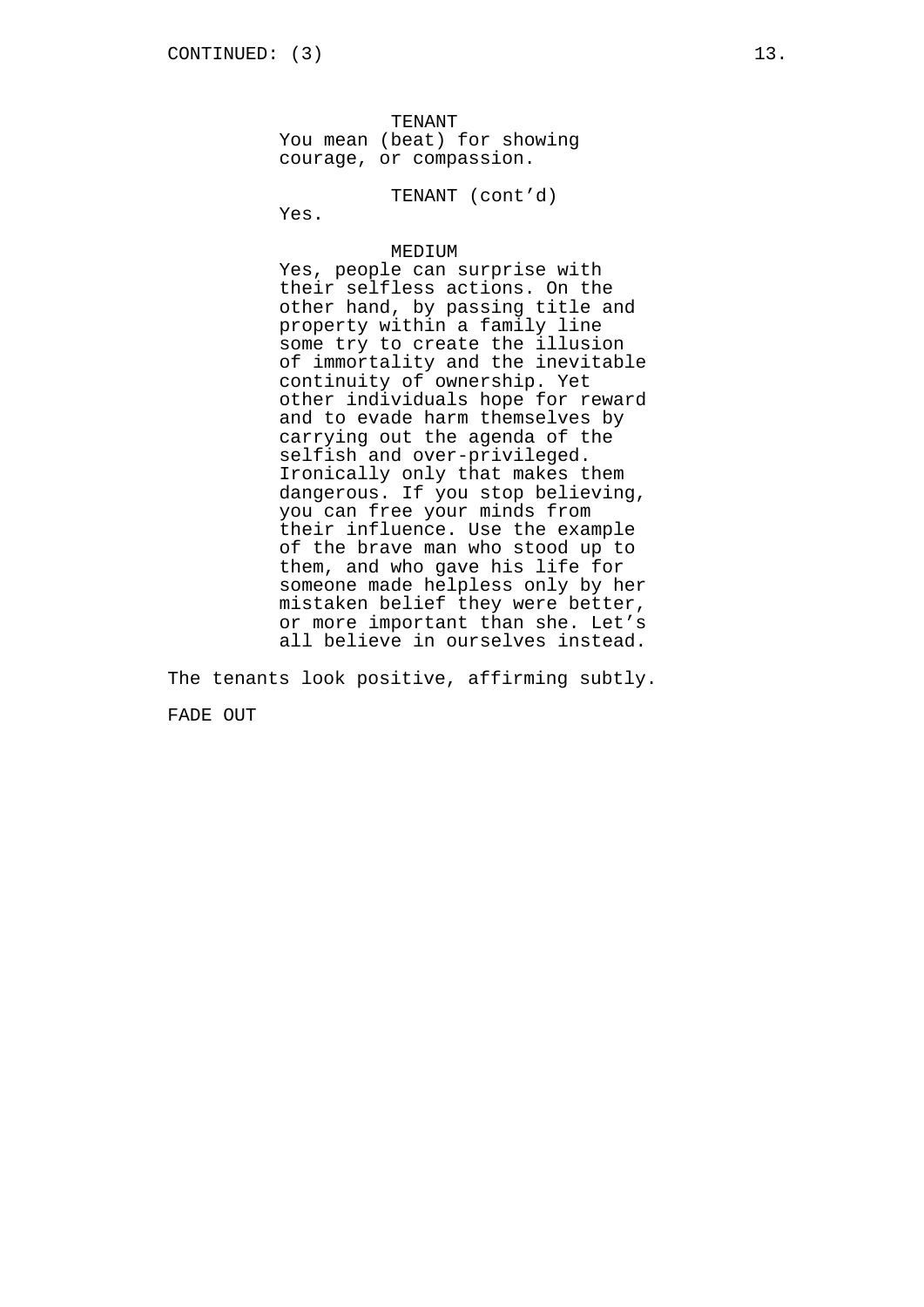TENANT
You mean (beat) for showing courage, or compassion.

TENANT (cont'd)
Yes.

MEDIUM
Yes, people can surprise with their selfless actions. On the other hand, by passing title and property within a family line some try to create the illusion of immortality and the inevitable continuity of ownership. Yet other individuals hope for reward and to evade harm themselves by carrying out the agenda of the selfish and over-privileged. Ironically only that makes them dangerous. If you stop believing, you can free your minds from their influence. Use the example of the brave man who stood up to them, and who gave his life for someone made helpless only by her mistaken belief they were better, or more important than she. Let's all believe in ourselves instead.

The tenants look positive, affirming subtly.

FADE OUT